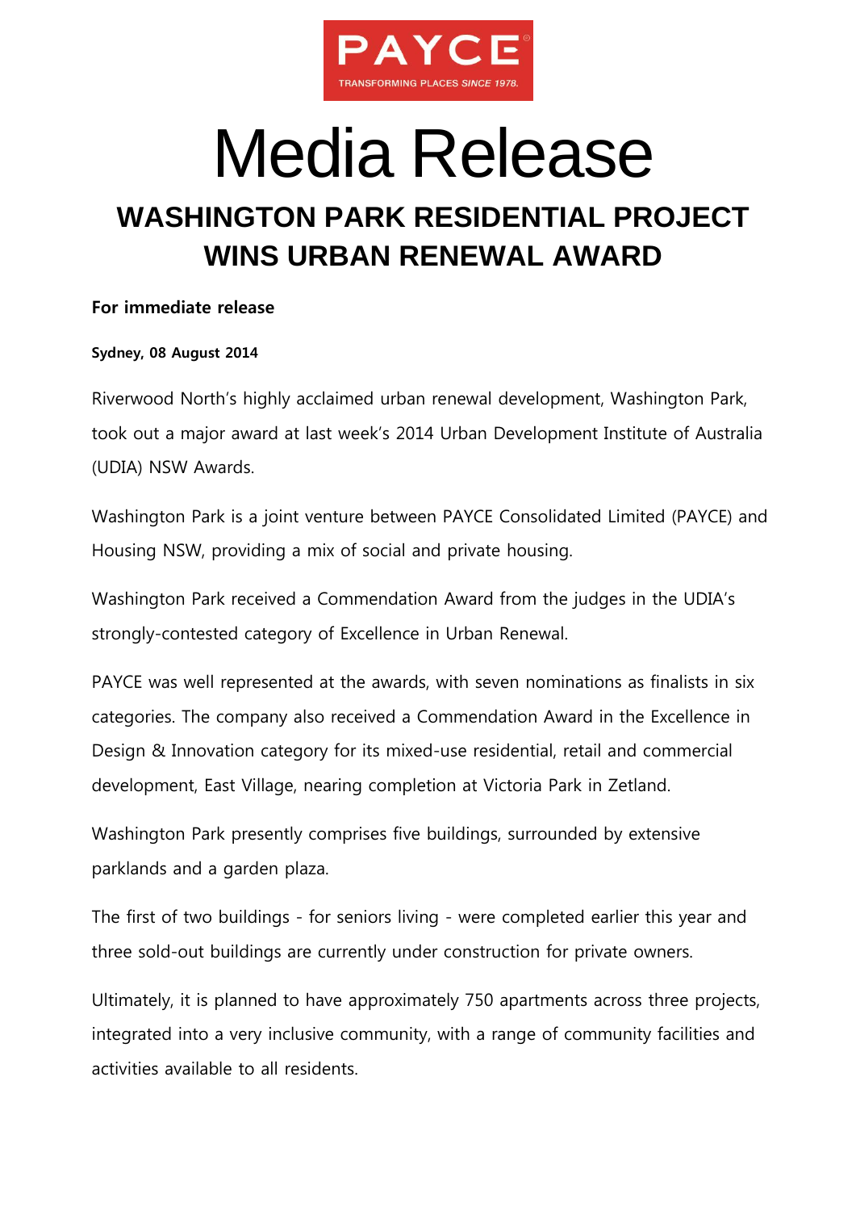PAYCE

TRANSFORMING PLACES SINCE 1978.

# Media Release

## WASHINGTON PARK RESIDENTIAL PROJECT WINS URBAN RENEWAL AWARD

**For immediate release**

**Sydney, 08 August 2014**

Riverwood North's highly acclaimed urban renewal development, Washington Park, took out a major award at last week's 2014 Urban Development Institute of Australia (UDIA) NSW Awards.

Washington Park is a joint venture between PAYCE Consolidated Limited (PAYCE) and Housing NSW, providing a mix of social and private housing.

Washington Park received a Commendation Award from the judges in the UDIA's strongly-contested category of Excellence in Urban Renewal.

PAYCE was well represented at the awards, with seven nominations as finalists in six categories. The company also received a Commendation Award in the Excellence in Design & Innovation category for its mixed-use residential, retail and commercial development, East Village, nearing completion at Victoria Park in Zetland.

Washington Park presently comprises five buildings, surrounded by extensive parklands and a garden plaza.

The first of two buildings - for seniors living - were completed earlier this year and three sold-out buildings are currently under construction for private owners.

Ultimately, it is planned to have approximately 750 apartments across three projects, integrated into a very inclusive community, with a range of community facilities and activities available to all residents.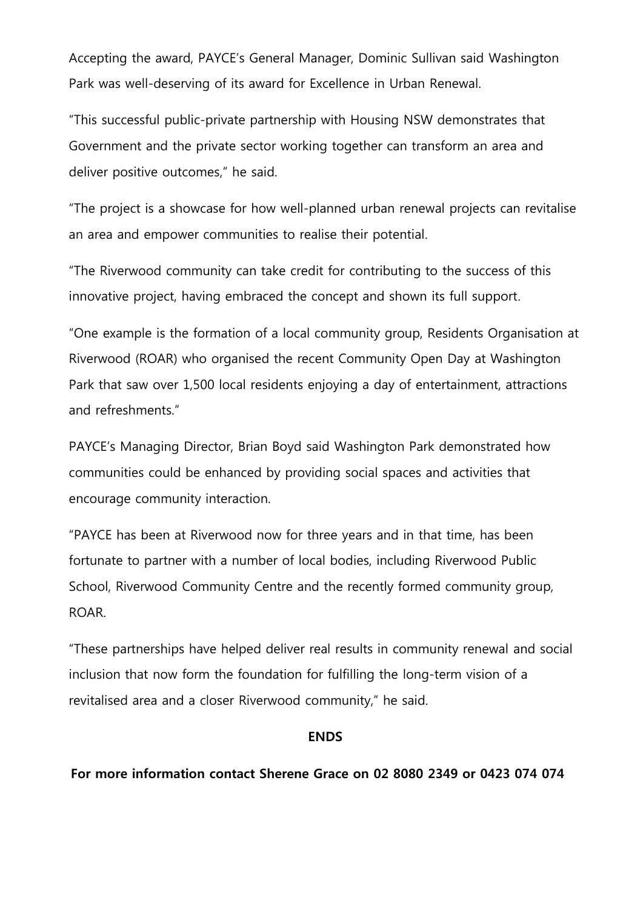Accepting the award, PAYCE's General Manager, Dominic Sullivan said Washington Park was well-deserving of its award for Excellence in Urban Renewal.

"This successful public-private partnership with Housing NSW demonstrates that Government and the private sector working together can transform an area and deliver positive outcomes," he said.

"The project is a showcase for how well-planned urban renewal projects can revitalise an area and empower communities to realise their potential.

"The Riverwood community can take credit for contributing to the success of this innovative project, having embraced the concept and shown its full support.

"One example is the formation of a local community group, Residents Organisation at Riverwood (ROAR) who organised the recent Community Open Day at Washington Park that saw over 1,500 local residents enjoying a day of entertainment, attractions and refreshments."

PAYCE's Managing Director, Brian Boyd said Washington Park demonstrated how communities could be enhanced by providing social spaces and activities that encourage community interaction.

"PAYCE has been at Riverwood now for three years and in that time, has been fortunate to partner with a number of local bodies, including Riverwood Public School, Riverwood Community Centre and the recently formed community group, ROAR.

"These partnerships have helped deliver real results in community renewal and social inclusion that now form the foundation for fulfilling the long-term vision of a revitalised area and a closer Riverwood community," he said.

**ENDS**

**For more information contact Sherene Grace on 02 8080 2349 or 0423 074 074**